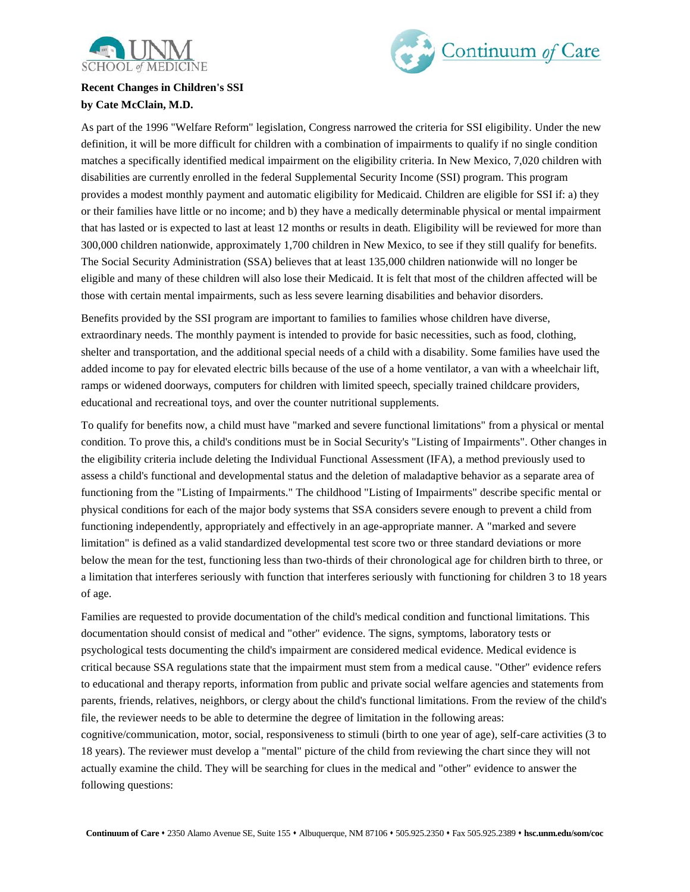**Recent Changes in Children's SSI**
**by Cate McClain, M.D.**

As part of the 1996 "Welfare Reform" legislation, Congress narrowed the criteria for SSI eligibility. Under the new definition, it will be more difficult for children with a combination of impairments to qualify if no single condition matches a specifically identified medical impairment on the eligibility criteria. In New Mexico, 7,020 children with disabilities are currently enrolled in the federal Supplemental Security Income (SSI) program. This program provides a modest monthly payment and automatic eligibility for Medicaid. Children are eligible for SSI if: a) they or their families have little or no income; and b) they have a medically determinable physical or mental impairment that has lasted or is expected to last at least 12 months or results in death. Eligibility will be reviewed for more than 300,000 children nationwide, approximately 1,700 children in New Mexico, to see if they still qualify for benefits. The Social Security Administration (SSA) believes that at least 135,000 children nationwide will no longer be eligible and many of these children will also lose their Medicaid. It is felt that most of the children affected will be those with certain mental impairments, such as less severe learning disabilities and behavior disorders.

Benefits provided by the SSI program are important to families to families whose children have diverse, extraordinary needs. The monthly payment is intended to provide for basic necessities, such as food, clothing, shelter and transportation, and the additional special needs of a child with a disability. Some families have used the added income to pay for elevated electric bills because of the use of a home ventilator, a van with a wheelchair lift, ramps or widened doorways, computers for children with limited speech, specially trained childcare providers, educational and recreational toys, and over the counter nutritional supplements.

To qualify for benefits now, a child must have "marked and severe functional limitations" from a physical or mental condition. To prove this, a child's conditions must be in Social Security's "Listing of Impairments". Other changes in the eligibility criteria include deleting the Individual Functional Assessment (IFA), a method previously used to assess a child's functional and developmental status and the deletion of maladaptive behavior as a separate area of functioning from the "Listing of Impairments." The childhood "Listing of Impairments" describe specific mental or physical conditions for each of the major body systems that SSA considers severe enough to prevent a child from functioning independently, appropriately and effectively in an age-appropriate manner. A "marked and severe limitation" is defined as a valid standardized developmental test score two or three standard deviations or more below the mean for the test, functioning less than two-thirds of their chronological age for children birth to three, or a limitation that interferes seriously with function that interferes seriously with functioning for children 3 to 18 years of age.

Families are requested to provide documentation of the child's medical condition and functional limitations. This documentation should consist of medical and "other" evidence. The signs, symptoms, laboratory tests or psychological tests documenting the child's impairment are considered medical evidence. Medical evidence is critical because SSA regulations state that the impairment must stem from a medical cause. "Other" evidence refers to educational and therapy reports, information from public and private social welfare agencies and statements from parents, friends, relatives, neighbors, or clergy about the child's functional limitations. From the review of the child's file, the reviewer needs to be able to determine the degree of limitation in the following areas: cognitive/communication, motor, social, responsiveness to stimuli (birth to one year of age), self-care activities (3 to 18 years). The reviewer must develop a "mental" picture of the child from reviewing the chart since they will not actually examine the child. They will be searching for clues in the medical and "other" evidence to answer the following questions: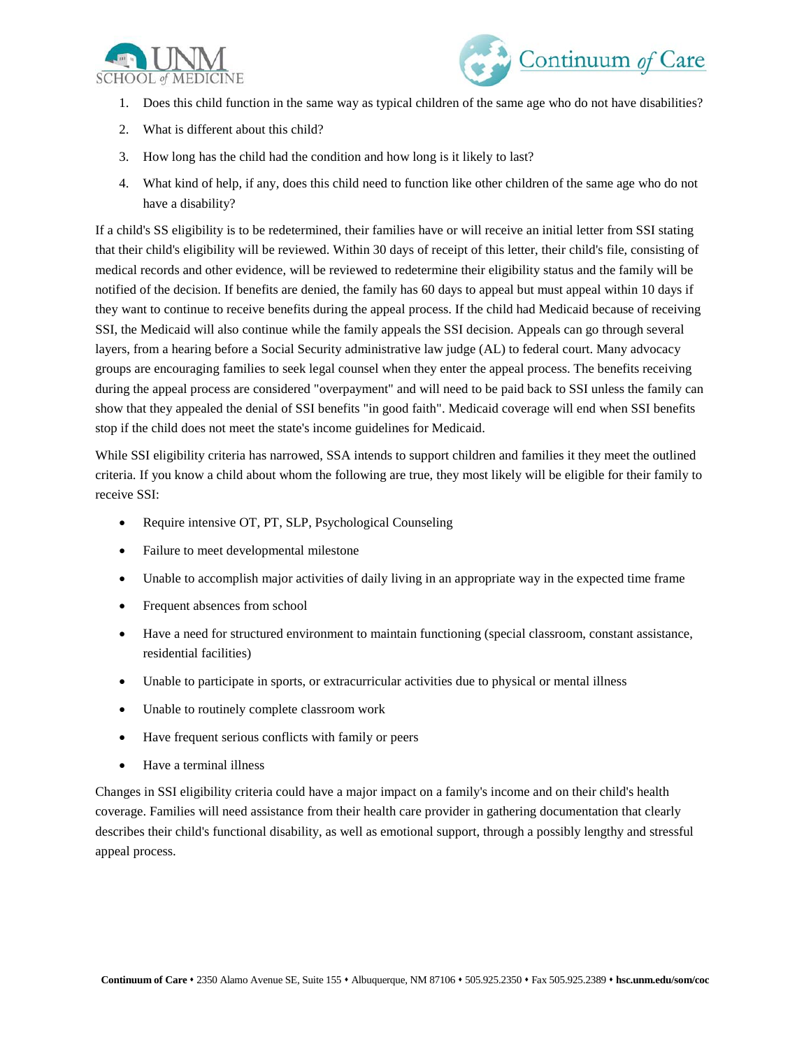1. Does this child function in the same way as typical children of the same age who do not have disabilities?
2. What is different about this child?
3. How long has the child had the condition and how long is it likely to last?
4. What kind of help, if any, does this child need to function like other children of the same age who do not have a disability?

If a child's SS eligibility is to be redetermined, their families have or will receive an initial letter from SSI stating that their child's eligibility will be reviewed. Within 30 days of receipt of this letter, their child's file, consisting of medical records and other evidence, will be reviewed to redetermine their eligibility status and the family will be notified of the decision. If benefits are denied, the family has 60 days to appeal but must appeal within 10 days if they want to continue to receive benefits during the appeal process. If the child had Medicaid because of receiving SSI, the Medicaid will also continue while the family appeals the SSI decision. Appeals can go through several layers, from a hearing before a Social Security administrative law judge (AL) to federal court. Many advocacy groups are encouraging families to seek legal counsel when they enter the appeal process. The benefits receiving during the appeal process are considered "overpayment" and will need to be paid back to SSI unless the family can show that they appealed the denial of SSI benefits "in good faith". Medicaid coverage will end when SSI benefits stop if the child does not meet the state's income guidelines for Medicaid.

While SSI eligibility criteria has narrowed, SSA intends to support children and families it they meet the outlined criteria. If you know a child about whom the following are true, they most likely will be eligible for their family to receive SSI:

- Require intensive OT, PT, SLP, Psychological Counseling
- Failure to meet developmental milestone
- Unable to accomplish major activities of daily living in an appropriate way in the expected time frame
- Frequent absences from school
- Have a need for structured environment to maintain functioning (special classroom, constant assistance, residential facilities)
- Unable to participate in sports, or extracurricular activities due to physical or mental illness
- Unable to routinely complete classroom work
- Have frequent serious conflicts with family or peers
- Have a terminal illness

Changes in SSI eligibility criteria could have a major impact on a family's income and on their child's health coverage. Families will need assistance from their health care provider in gathering documentation that clearly describes their child's functional disability, as well as emotional support, through a possibly lengthy and stressful appeal process.